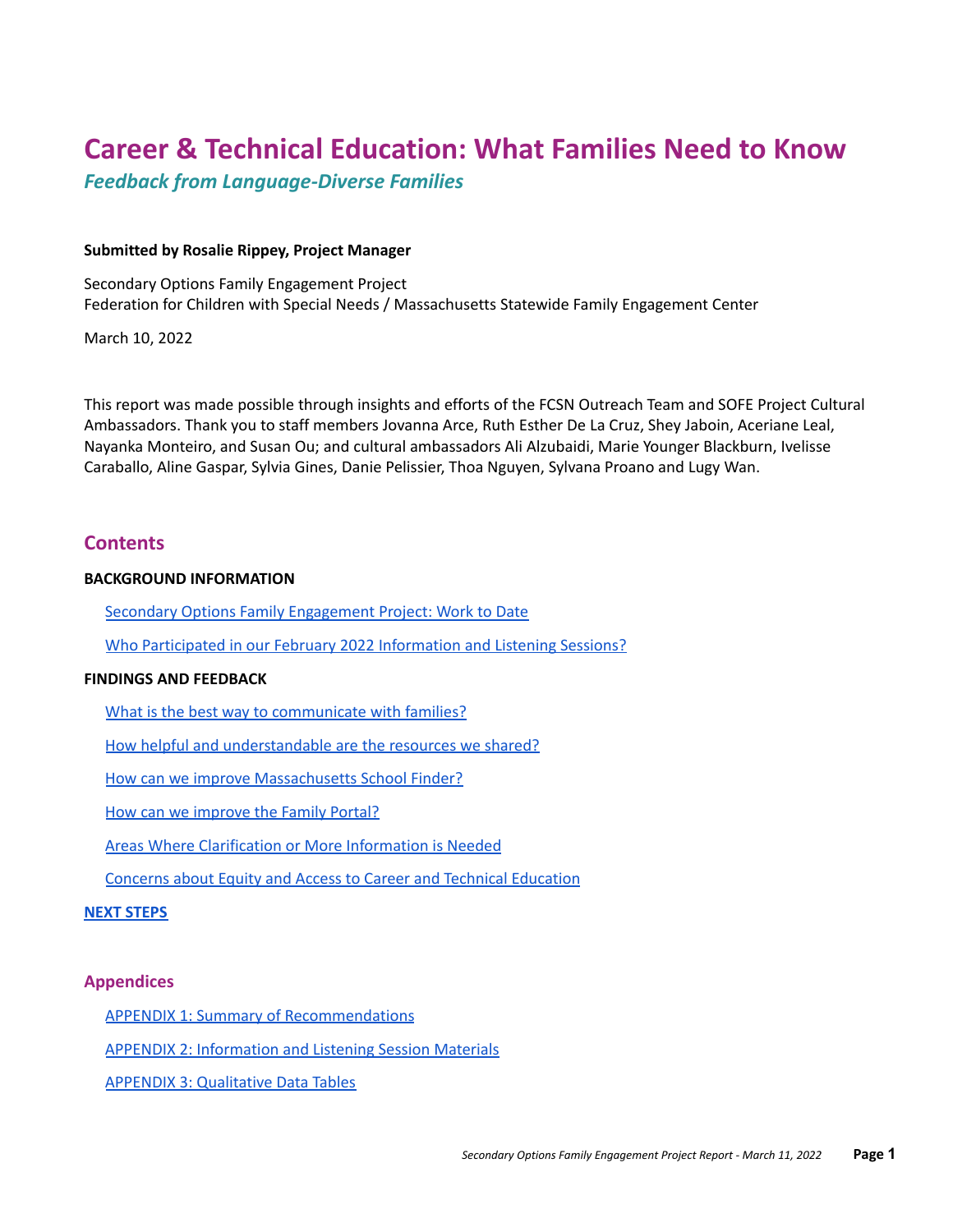# Career & Technical Education: What Families Need to Know

## *Feedback from Language-Diverse Families*

**Submitted by Rosalie Rippey, Project Manager**

Secondary Options Family Engagement Project
Federation for Children with Special Needs / Massachusetts Statewide Family Engagement Center

March 10, 2022

This report was made possible through insights and efforts of the FCSN Outreach Team and SOFE Project Cultural Ambassadors. Thank you to staff members Jovanna Arce, Ruth Esther De La Cruz, Shey Jaboin, Aceriane Leal, Nayanka Monteiro, and Susan Ou; and cultural ambassadors Ali Alzubaidi, Marie Younger Blackburn, Ivelisse Caraballo, Aline Gaspar, Sylvia Gines, Danie Pelissier, Thoa Nguyen, Sylvana Proano and Lugy Wan.

## Contents

**BACKGROUND INFORMATION**

- Secondary Options Family Engagement Project: Work to Date
- Who Participated in our February 2022 Information and Listening Sessions?

**FINDINGS AND FEEDBACK**

- What is the best way to communicate with families?
- How helpful and understandable are the resources we shared?
- How can we improve Massachusetts School Finder?
- How can we improve the Family Portal?
- Areas Where Clarification or More Information is Needed
- Concerns about Equity and Access to Career and Technical Education

**NEXT STEPS**

## Appendices

- APPENDIX 1: Summary of Recommendations
- APPENDIX 2: Information and Listening Session Materials
- APPENDIX 3: Qualitative Data Tables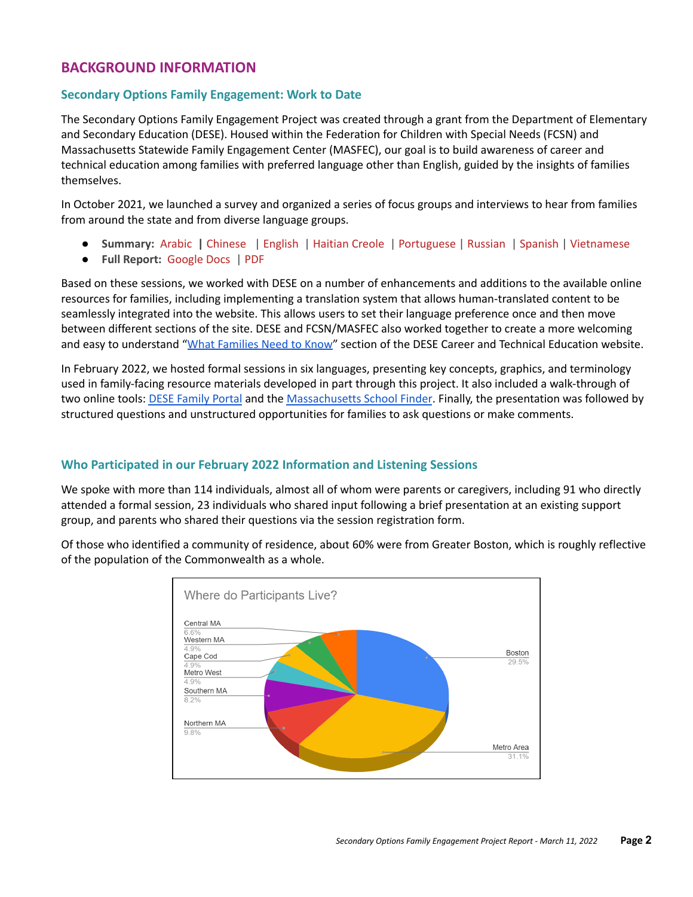## BACKGROUND INFORMATION

### Secondary Options Family Engagement: Work to Date

The Secondary Options Family Engagement Project was created through a grant from the Department of Elementary and Secondary Education (DESE). Housed within the Federation for Children with Special Needs (FCSN) and Massachusetts Statewide Family Engagement Center (MASFEC), our goal is to build awareness of career and technical education among families with preferred language other than English, guided by the insights of families themselves.

In October 2021, we launched a survey and organized a series of focus groups and interviews to hear from families from around the state and from diverse language groups.

- **Summary:** Arabic | Chinese | English | Haitian Creole | Portuguese | Russian | Spanish | Vietnamese
- **Full Report:** Google Docs | PDF

Based on these sessions, we worked with DESE on a number of enhancements and additions to the available online resources for families, including implementing a translation system that allows human-translated content to be seamlessly integrated into the website. This allows users to set their language preference once and then move between different sections of the site. DESE and FCSN/MASFEC also worked together to create a more welcoming and easy to understand "What Families Need to Know" section of the DESE Career and Technical Education website.

In February 2022, we hosted formal sessions in six languages, presenting key concepts, graphics, and terminology used in family-facing resource materials developed in part through this project. It also included a walk-through of two online tools: DESE Family Portal and the Massachusetts School Finder. Finally, the presentation was followed by structured questions and unstructured opportunities for families to ask questions or make comments.

### Who Participated in our February 2022 Information and Listening Sessions

We spoke with more than 114 individuals, almost all of whom were parents or caregivers, including 91 who directly attended a formal session, 23 individuals who shared input following a brief presentation at an existing support group, and parents who shared their questions via the session registration form.

Of those who identified a community of residence, about 60% were from Greater Boston, which is roughly reflective of the population of the Commonwealth as a whole.

**Where do Participants Live?**

| Region | Percentage |
|---|---|
| Boston | 29.5% |
| Metro Area | 31.1% |
| Northern MA | 9.8% |
| Southern MA | 8.2% |
| Metro West | 4.9% |
| Cape Cod | 4.9% |
| Western MA | 4.9% |
| Central MA | 6.6% |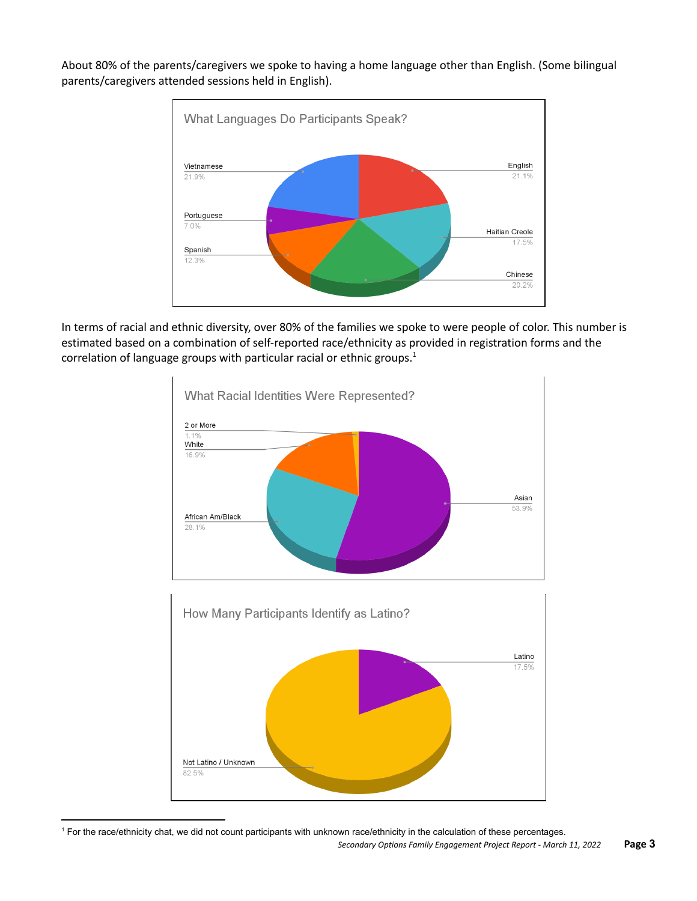About 80% of the parents/caregivers we spoke to having a home language other than English. (Some bilingual parents/caregivers attended sessions held in English).

**What Languages Do Participants Speak?**

| Language | Percentage |
| --- | --- |
| Vietnamese | 21.9% |
| English | 21.1% |
| Chinese | 20.2% |
| Haitian Creole | 17.5% |
| Spanish | 12.3% |
| Portuguese | 7.0% |

In terms of racial and ethnic diversity, over 80% of the families we spoke to were people of color. This number is estimated based on a combination of self-reported race/ethnicity as provided in registration forms and the correlation of language groups with particular racial or ethnic groups.[1]

**What Racial Identities Were Represented?**

| Racial Identity | Percentage |
| --- | --- |
| Asian | 53.9% |
| African Am/Black | 28.1% |
| White | 16.9% |
| 2 or More | 1.1% |

**How Many Participants Identify as Latino?**

| Identity | Percentage |
| --- | --- |
| Latino | 17.5% |
| Not Latino / Unknown | 82.5% |

[1] For the race/ethnicity chat, we did not count participants with unknown race/ethnicity in the calculation of these percentages.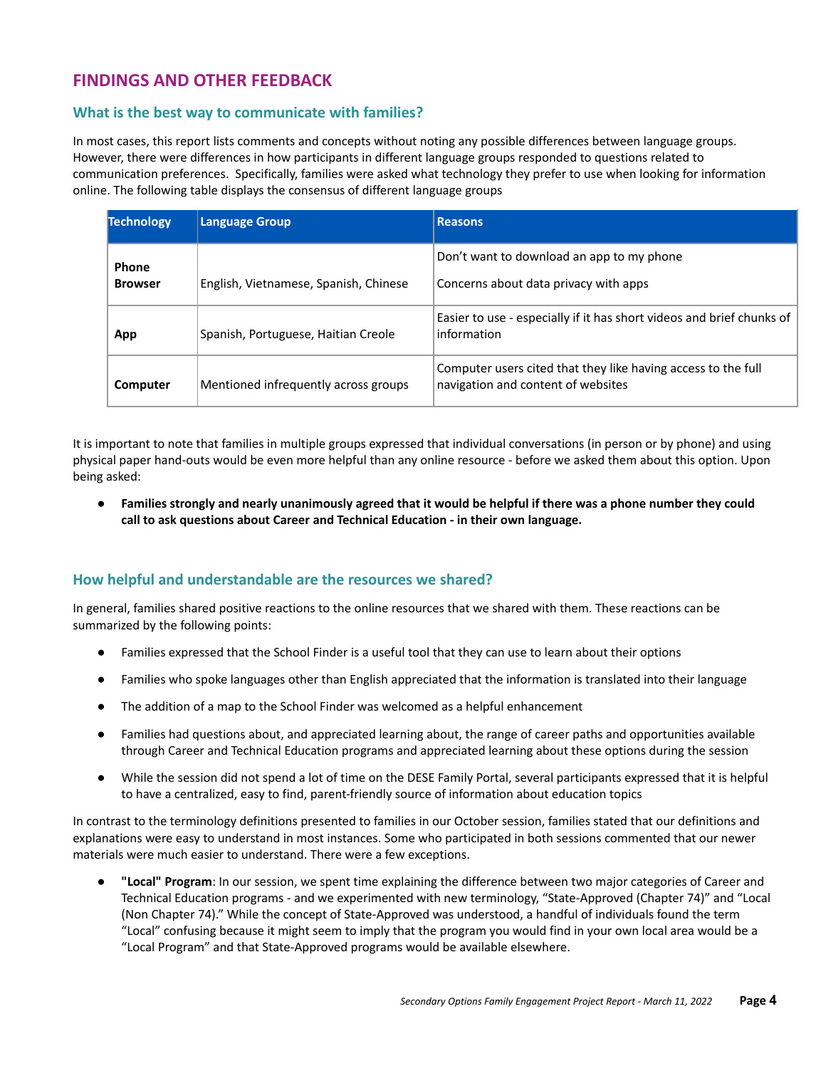## FINDINGS AND OTHER FEEDBACK

### What is the best way to communicate with families?

In most cases, this report lists comments and concepts without noting any possible differences between language groups. However, there were differences in how participants in different language groups responded to questions related to communication preferences. Specifically, families were asked what technology they prefer to use when looking for information online. The following table displays the consensus of different language groups

| Technology | Language Group | Reasons |
|---|---|---|
| **Phone Browser** | English, Vietnamese, Spanish, Chinese | Don't want to download an app to my phone<br><br>Concerns about data privacy with apps |
| **App** | Spanish, Portuguese, Haitian Creole | Easier to use - especially if it has short videos and brief chunks of information |
| **Computer** | Mentioned infrequently across groups | Computer users cited that they like having access to the full navigation and content of websites |

It is important to note that families in multiple groups expressed that individual conversations (in person or by phone) and using physical paper hand-outs would be even more helpful than any online resource - before we asked them about this option. Upon being asked:

- **Families strongly and nearly unanimously agreed that it would be helpful if there was a phone number they could call to ask questions about Career and Technical Education - in their own language.**

### How helpful and understandable are the resources we shared?

In general, families shared positive reactions to the online resources that we shared with them. These reactions can be summarized by the following points:

- Families expressed that the School Finder is a useful tool that they can use to learn about their options
- Families who spoke languages other than English appreciated that the information is translated into their language
- The addition of a map to the School Finder was welcomed as a helpful enhancement
- Families had questions about, and appreciated learning about, the range of career paths and opportunities available through Career and Technical Education programs and appreciated learning about these options during the session
- While the session did not spend a lot of time on the DESE Family Portal, several participants expressed that it is helpful to have a centralized, easy to find, parent-friendly source of information about education topics

In contrast to the terminology definitions presented to families in our October session, families stated that our definitions and explanations were easy to understand in most instances. Some who participated in both sessions commented that our newer materials were much easier to understand. There were a few exceptions.

- **"Local" Program**: In our session, we spent time explaining the difference between two major categories of Career and Technical Education programs - and we experimented with new terminology, "State-Approved (Chapter 74)" and "Local (Non Chapter 74)." While the concept of State-Approved was understood, a handful of individuals found the term "Local" confusing because it might seem to imply that the program you would find in your own local area would be a "Local Program" and that State-Approved programs would be available elsewhere.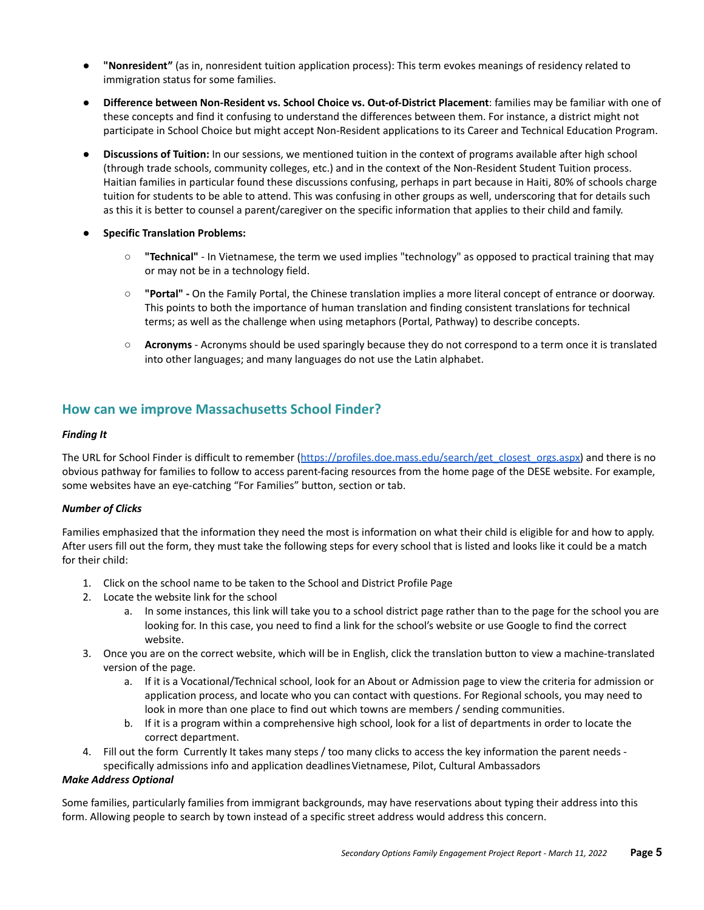- **"Nonresident"** (as in, nonresident tuition application process): This term evokes meanings of residency related to immigration status for some families.

- **Difference between Non-Resident vs. School Choice vs. Out-of-District Placement**: families may be familiar with one of these concepts and find it confusing to understand the differences between them. For instance, a district might not participate in School Choice but might accept Non-Resident applications to its Career and Technical Education Program.

- **Discussions of Tuition:** In our sessions, we mentioned tuition in the context of programs available after high school (through trade schools, community colleges, etc.) and in the context of the Non-Resident Student Tuition process. Haitian families in particular found these discussions confusing, perhaps in part because in Haiti, 80% of schools charge tuition for students to be able to attend. This was confusing in other groups as well, underscoring that for details such as this it is better to counsel a parent/caregiver on the specific information that applies to their child and family.

- **Specific Translation Problems:**
  - **"Technical"** - In Vietnamese, the term we used implies "technology" as opposed to practical training that may or may not be in a technology field.
  - **"Portal" -** On the Family Portal, the Chinese translation implies a more literal concept of entrance or doorway. This points to both the importance of human translation and finding consistent translations for technical terms; as well as the challenge when using metaphors (Portal, Pathway) to describe concepts.
  - **Acronyms** - Acronyms should be used sparingly because they do not correspond to a term once it is translated into other languages; and many languages do not use the Latin alphabet.

## How can we improve Massachusetts School Finder?

***Finding It***

The URL for School Finder is difficult to remember (https://profiles.doe.mass.edu/search/get_closest_orgs.aspx) and there is no obvious pathway for families to follow to access parent-facing resources from the home page of the DESE website. For example, some websites have an eye-catching "For Families" button, section or tab.

***Number of Clicks***

Families emphasized that the information they need the most is information on what their child is eligible for and how to apply. After users fill out the form, they must take the following steps for every school that is listed and looks like it could be a match for their child:

1. Click on the school name to be taken to the School and District Profile Page
2. Locate the website link for the school
   a. In some instances, this link will take you to a school district page rather than to the page for the school you are looking for. In this case, you need to find a link for the school's website or use Google to find the correct website.
3. Once you are on the correct website, which will be in English, click the translation button to view a machine-translated version of the page.
   a. If it is a Vocational/Technical school, look for an About or Admission page to view the criteria for admission or application process, and locate who you can contact with questions. For Regional schools, you may need to look in more than one place to find out which towns are members / sending communities.
   b. If it is a program within a comprehensive high school, look for a list of departments in order to locate the correct department.
4. Fill out the form  Currently It takes many steps / too many clicks to access the key information the parent needs - specifically admissions info and application deadlines Vietnamese, Pilot, Cultural Ambassadors

***Make Address Optional***

Some families, particularly families from immigrant backgrounds, may have reservations about typing their address into this form. Allowing people to search by town instead of a specific street address would address this concern.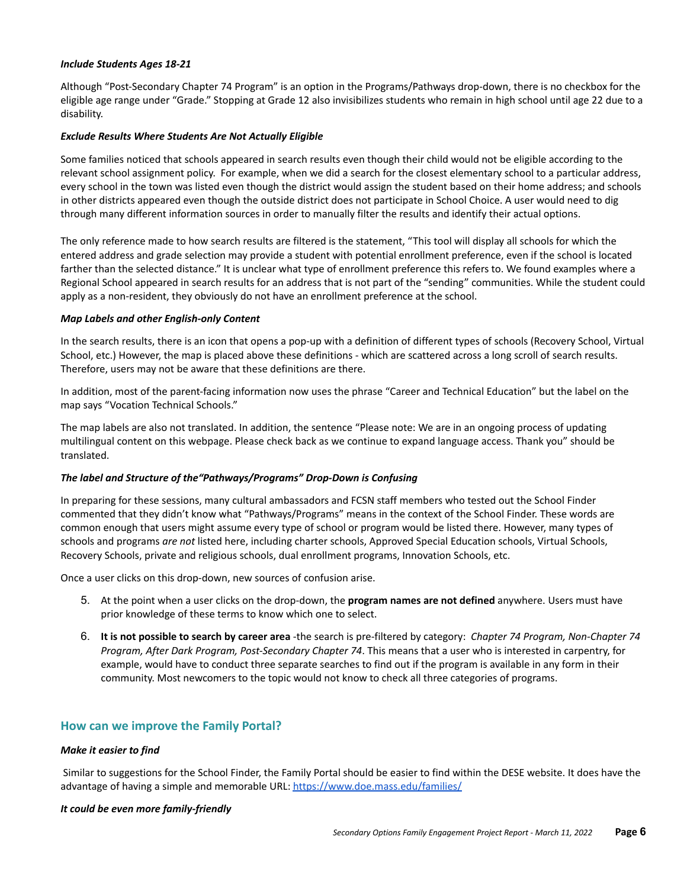***Include Students Ages 18-21***

Although "Post-Secondary Chapter 74 Program" is an option in the Programs/Pathways drop-down, there is no checkbox for the eligible age range under "Grade." Stopping at Grade 12 also invisibilizes students who remain in high school until age 22 due to a disability.

***Exclude Results Where Students Are Not Actually Eligible***

Some families noticed that schools appeared in search results even though their child would not be eligible according to the relevant school assignment policy. For example, when we did a search for the closest elementary school to a particular address, every school in the town was listed even though the district would assign the student based on their home address; and schools in other districts appeared even though the outside district does not participate in School Choice. A user would need to dig through many different information sources in order to manually filter the results and identify their actual options.

The only reference made to how search results are filtered is the statement, "This tool will display all schools for which the entered address and grade selection may provide a student with potential enrollment preference, even if the school is located farther than the selected distance." It is unclear what type of enrollment preference this refers to. We found examples where a Regional School appeared in search results for an address that is not part of the "sending" communities. While the student could apply as a non-resident, they obviously do not have an enrollment preference at the school.

***Map Labels and other English-only Content***

In the search results, there is an icon that opens a pop-up with a definition of different types of schools (Recovery School, Virtual School, etc.) However, the map is placed above these definitions - which are scattered across a long scroll of search results. Therefore, users may not be aware that these definitions are there.

In addition, most of the parent-facing information now uses the phrase "Career and Technical Education" but the label on the map says "Vocation Technical Schools."

The map labels are also not translated. In addition, the sentence "Please note: We are in an ongoing process of updating multilingual content on this webpage. Please check back as we continue to expand language access. Thank you" should be translated.

***The label and Structure of the"Pathways/Programs" Drop-Down is Confusing***

In preparing for these sessions, many cultural ambassadors and FCSN staff members who tested out the School Finder commented that they didn't know what "Pathways/Programs" means in the context of the School Finder. These words are common enough that users might assume every type of school or program would be listed there. However, many types of schools and programs *are not* listed here, including charter schools, Approved Special Education schools, Virtual Schools, Recovery Schools, private and religious schools, dual enrollment programs, Innovation Schools, etc.

Once a user clicks on this drop-down, new sources of confusion arise.

5. At the point when a user clicks on the drop-down, the **program names are not defined** anywhere. Users must have prior knowledge of these terms to know which one to select.
6. **It is not possible to search by career area** -the search is pre-filtered by category: *Chapter 74 Program, Non-Chapter 74 Program, After Dark Program, Post-Secondary Chapter 74*. This means that a user who is interested in carpentry, for example, would have to conduct three separate searches to find out if the program is available in any form in their community. Most newcomers to the topic would not know to check all three categories of programs.

## How can we improve the Family Portal?

***Make it easier to find***

Similar to suggestions for the School Finder, the Family Portal should be easier to find within the DESE website. It does have the advantage of having a simple and memorable URL: https://www.doe.mass.edu/families/

***It could be even more family-friendly***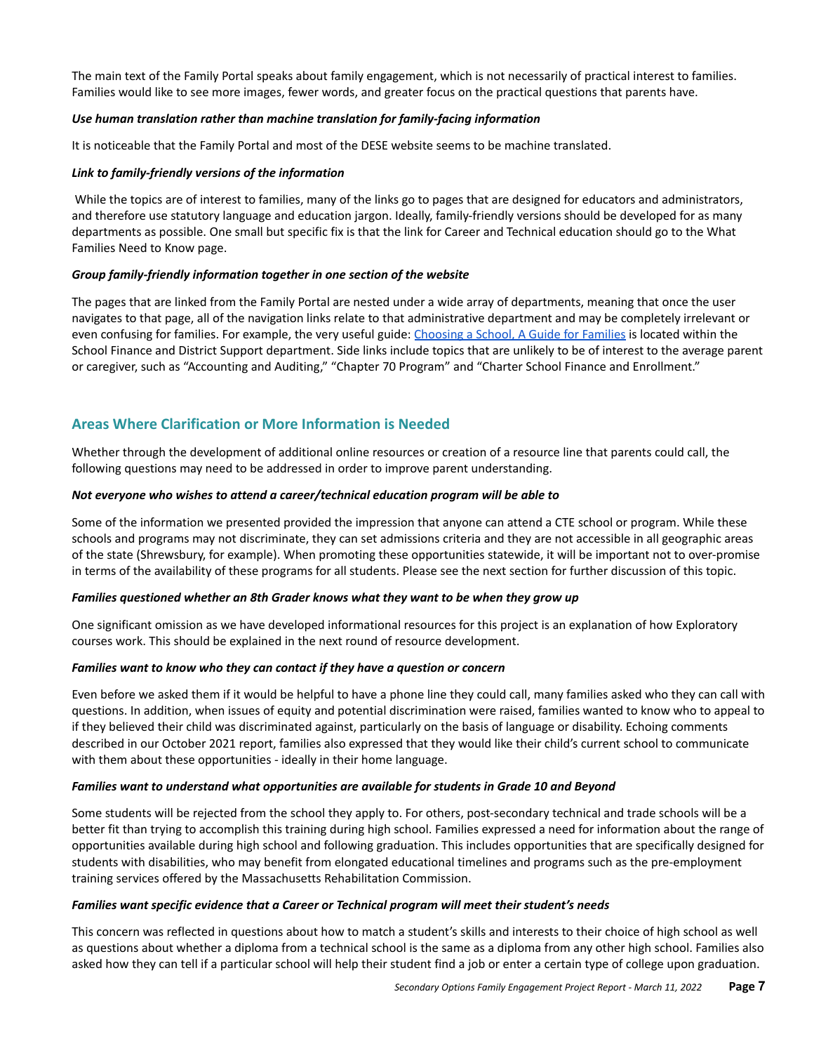The main text of the Family Portal speaks about family engagement, which is not necessarily of practical interest to families. Families would like to see more images, fewer words, and greater focus on the practical questions that parents have.

***Use human translation rather than machine translation for family-facing information***

It is noticeable that the Family Portal and most of the DESE website seems to be machine translated.

***Link to family-friendly versions of the information***

While the topics are of interest to families, many of the links go to pages that are designed for educators and administrators, and therefore use statutory language and education jargon. Ideally, family-friendly versions should be developed for as many departments as possible. One small but specific fix is that the link for Career and Technical education should go to the What Families Need to Know page.

***Group family-friendly information together in one section of the website***

The pages that are linked from the Family Portal are nested under a wide array of departments, meaning that once the user navigates to that page, all of the navigation links relate to that administrative department and may be completely irrelevant or even confusing for families. For example, the very useful guide: [Choosing a School, A Guide for Families] is located within the School Finance and District Support department. Side links include topics that are unlikely to be of interest to the average parent or caregiver, such as "Accounting and Auditing," "Chapter 70 Program" and "Charter School Finance and Enrollment."

## Areas Where Clarification or More Information is Needed

Whether through the development of additional online resources or creation of a resource line that parents could call, the following questions may need to be addressed in order to improve parent understanding.

***Not everyone who wishes to attend a career/technical education program will be able to***

Some of the information we presented provided the impression that anyone can attend a CTE school or program. While these schools and programs may not discriminate, they can set admissions criteria and they are not accessible in all geographic areas of the state (Shrewsbury, for example). When promoting these opportunities statewide, it will be important not to over-promise in terms of the availability of these programs for all students. Please see the next section for further discussion of this topic.

***Families questioned whether an 8th Grader knows what they want to be when they grow up***

One significant omission as we have developed informational resources for this project is an explanation of how Exploratory courses work. This should be explained in the next round of resource development.

***Families want to know who they can contact if they have a question or concern***

Even before we asked them if it would be helpful to have a phone line they could call, many families asked who they can call with questions. In addition, when issues of equity and potential discrimination were raised, families wanted to know who to appeal to if they believed their child was discriminated against, particularly on the basis of language or disability. Echoing comments described in our October 2021 report, families also expressed that they would like their child's current school to communicate with them about these opportunities - ideally in their home language.

***Families want to understand what opportunities are available for students in Grade 10 and Beyond***

Some students will be rejected from the school they apply to. For others, post-secondary technical and trade schools will be a better fit than trying to accomplish this training during high school. Families expressed a need for information about the range of opportunities available during high school and following graduation. This includes opportunities that are specifically designed for students with disabilities, who may benefit from elongated educational timelines and programs such as the pre-employment training services offered by the Massachusetts Rehabilitation Commission.

***Families want specific evidence that a Career or Technical program will meet their student's needs***

This concern was reflected in questions about how to match a student's skills and interests to their choice of high school as well as questions about whether a diploma from a technical school is the same as a diploma from any other high school. Families also asked how they can tell if a particular school will help their student find a job or enter a certain type of college upon graduation.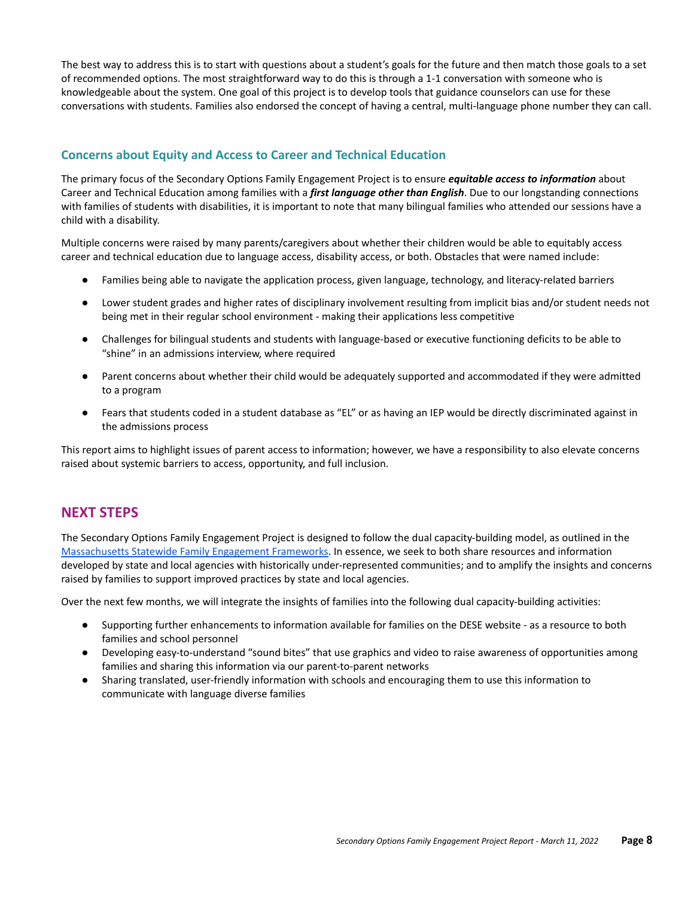The best way to address this is to start with questions about a student's goals for the future and then match those goals to a set of recommended options. The most straightforward way to do this is through a 1-1 conversation with someone who is knowledgeable about the system. One goal of this project is to develop tools that guidance counselors can use for these conversations with students. Families also endorsed the concept of having a central, multi-language phone number they can call.

### Concerns about Equity and Access to Career and Technical Education

The primary focus of the Secondary Options Family Engagement Project is to ensure ***equitable access to information*** about Career and Technical Education among families with a ***first language other than English***. Due to our longstanding connections with families of students with disabilities, it is important to note that many bilingual families who attended our sessions have a child with a disability.

Multiple concerns were raised by many parents/caregivers about whether their children would be able to equitably access career and technical education due to language access, disability access, or both. Obstacles that were named include:

- Families being able to navigate the application process, given language, technology, and literacy-related barriers
- Lower student grades and higher rates of disciplinary involvement resulting from implicit bias and/or student needs not being met in their regular school environment - making their applications less competitive
- Challenges for bilingual students and students with language-based or executive functioning deficits to be able to "shine" in an admissions interview, where required
- Parent concerns about whether their child would be adequately supported and accommodated if they were admitted to a program
- Fears that students coded in a student database as "EL" or as having an IEP would be directly discriminated against in the admissions process

This report aims to highlight issues of parent access to information; however, we have a responsibility to also elevate concerns raised about systemic barriers to access, opportunity, and full inclusion.

## NEXT STEPS

The Secondary Options Family Engagement Project is designed to follow the dual capacity-building model, as outlined in the Massachusetts Statewide Family Engagement Frameworks. In essence, we seek to both share resources and information developed by state and local agencies with historically under-represented communities; and to amplify the insights and concerns raised by families to support improved practices by state and local agencies.

Over the next few months, we will integrate the insights of families into the following dual capacity-building activities:

- Supporting further enhancements to information available for families on the DESE website - as a resource to both families and school personnel
- Developing easy-to-understand "sound bites" that use graphics and video to raise awareness of opportunities among families and sharing this information via our parent-to-parent networks
- Sharing translated, user-friendly information with schools and encouraging them to use this information to communicate with language diverse families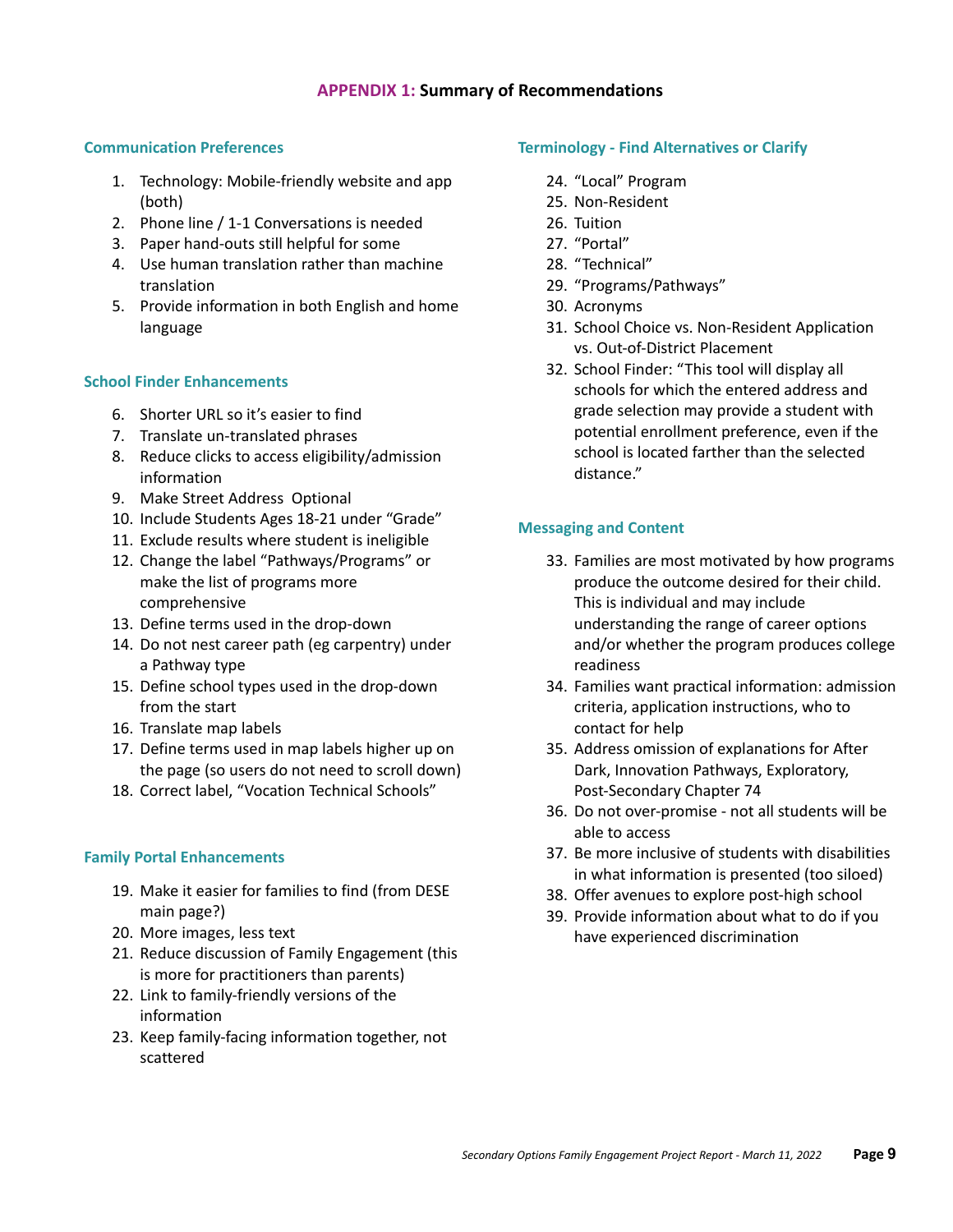# APPENDIX 1: Summary of Recommendations

### Communication Preferences

1. Technology: Mobile-friendly website and app (both)
2. Phone line / 1-1 Conversations is needed
3. Paper hand-outs still helpful for some
4. Use human translation rather than machine translation
5. Provide information in both English and home language

### School Finder Enhancements

6. Shorter URL so it's easier to find
7. Translate un-translated phrases
8. Reduce clicks to access eligibility/admission information
9. Make Street Address Optional
10. Include Students Ages 18-21 under "Grade"
11. Exclude results where student is ineligible
12. Change the label "Pathways/Programs" or make the list of programs more comprehensive
13. Define terms used in the drop-down
14. Do not nest career path (eg carpentry) under a Pathway type
15. Define school types used in the drop-down from the start
16. Translate map labels
17. Define terms used in map labels higher up on the page (so users do not need to scroll down)
18. Correct label, "Vocation Technical Schools"

### Family Portal Enhancements

19. Make it easier for families to find (from DESE main page?)
20. More images, less text
21. Reduce discussion of Family Engagement (this is more for practitioners than parents)
22. Link to family-friendly versions of the information
23. Keep family-facing information together, not scattered

### Terminology - Find Alternatives or Clarify

24. "Local" Program
25. Non-Resident
26. Tuition
27. "Portal"
28. "Technical"
29. "Programs/Pathways"
30. Acronyms
31. School Choice vs. Non-Resident Application vs. Out-of-District Placement
32. School Finder: "This tool will display all schools for which the entered address and grade selection may provide a student with potential enrollment preference, even if the school is located farther than the selected distance."

### Messaging and Content

33. Families are most motivated by how programs produce the outcome desired for their child. This is individual and may include understanding the range of career options and/or whether the program produces college readiness
34. Families want practical information: admission criteria, application instructions, who to contact for help
35. Address omission of explanations for After Dark, Innovation Pathways, Exploratory, Post-Secondary Chapter 74
36. Do not over-promise - not all students will be able to access
37. Be more inclusive of students with disabilities in what information is presented (too siloed)
38. Offer avenues to explore post-high school
39. Provide information about what to do if you have experienced discrimination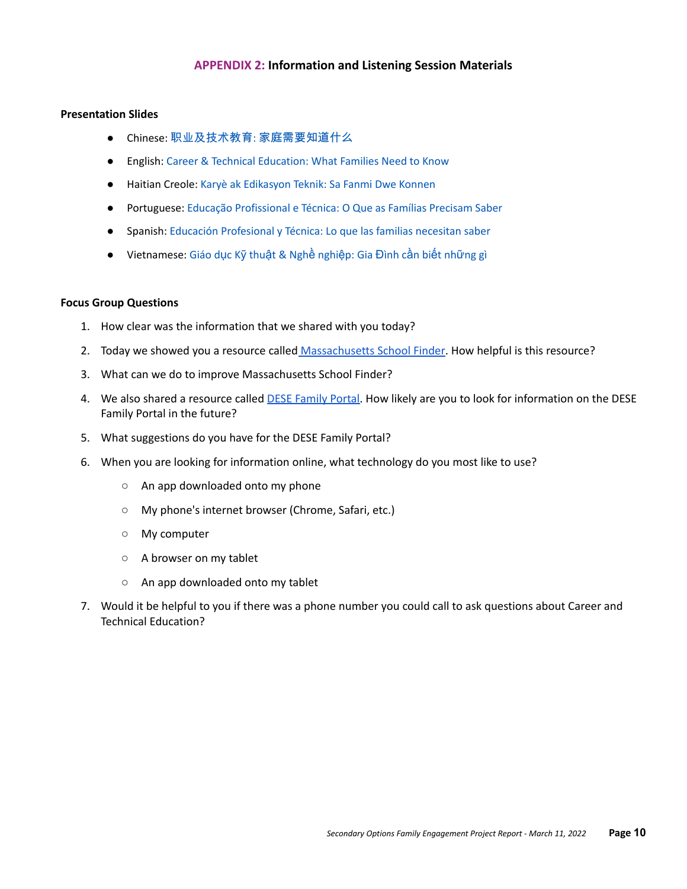## **APPENDIX 2:** Information and Listening Session Materials

**Presentation Slides**

- Chinese: 职业及技术教育: 家庭需要知道什么
- English: Career & Technical Education: What Families Need to Know
- Haitian Creole: Karyè ak Edikasyon Teknik: Sa Fanmi Dwe Konnen
- Portuguese: Educação Profissional e Técnica: O Que as Famílias Precisam Saber
- Spanish: Educación Profesional y Técnica: Lo que las familias necesitan saber
- Vietnamese: Giáo dục Kỹ thuật & Nghề nghiệp: Gia Đình cần biết những gì

**Focus Group Questions**

1. How clear was the information that we shared with you today?
2. Today we showed you a resource called Massachusetts School Finder. How helpful is this resource?
3. What can we do to improve Massachusetts School Finder?
4. We also shared a resource called DESE Family Portal. How likely are you to look for information on the DESE Family Portal in the future?
5. What suggestions do you have for the DESE Family Portal?
6. When you are looking for information online, what technology do you most like to use?
   - An app downloaded onto my phone
   - My phone's internet browser (Chrome, Safari, etc.)
   - My computer
   - A browser on my tablet
   - An app downloaded onto my tablet
7. Would it be helpful to you if there was a phone number you could call to ask questions about Career and Technical Education?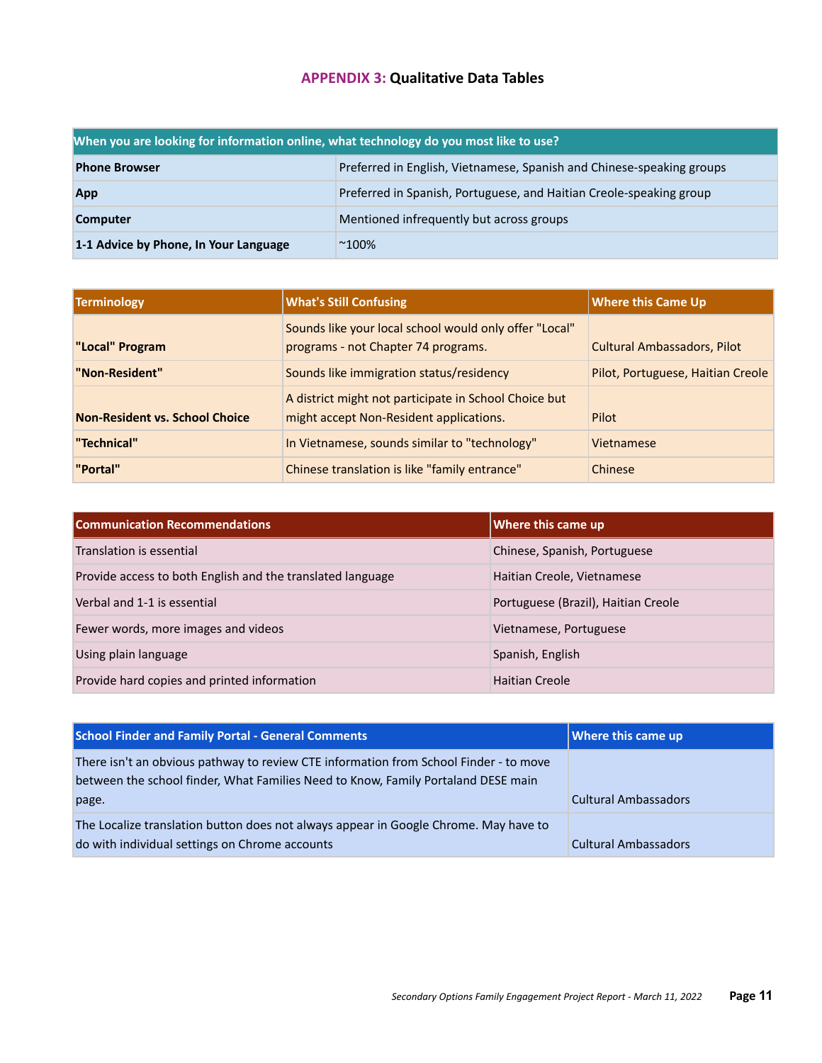## APPENDIX 3: Qualitative Data Tables

| When you are looking for information online, what technology do you most like to use? | |
|---|---|
| **Phone Browser** | Preferred in English, Vietnamese, Spanish and Chinese-speaking groups |
| **App** | Preferred in Spanish, Portuguese, and Haitian Creole-speaking group |
| **Computer** | Mentioned infrequently but across groups |
| **1-1 Advice by Phone, In Your Language** | ~100% |

| Terminology | What's Still Confusing | Where this Came Up |
|---|---|---|
| **"Local" Program** | Sounds like your local school would only offer "Local" programs - not Chapter 74 programs. | Cultural Ambassadors, Pilot |
| **"Non-Resident"** | Sounds like immigration status/residency | Pilot, Portuguese, Haitian Creole |
| **Non-Resident vs. School Choice** | A district might not participate in School Choice but might accept Non-Resident applications. | Pilot |
| **"Technical"** | In Vietnamese, sounds similar to "technology" | Vietnamese |
| **"Portal"** | Chinese translation is like "family entrance" | Chinese |

| Communication Recommendations | Where this came up |
|---|---|
| Translation is essential | Chinese, Spanish, Portuguese |
| Provide access to both English and the translated language | Haitian Creole, Vietnamese |
| Verbal and 1-1 is essential | Portuguese (Brazil), Haitian Creole |
| Fewer words, more images and videos | Vietnamese, Portuguese |
| Using plain language | Spanish, English |
| Provide hard copies and printed information | Haitian Creole |

| School Finder and Family Portal - General Comments | Where this came up |
|---|---|
| There isn't an obvious pathway to review CTE information from School Finder - to move between the school finder, What Families Need to Know, Family Portaland DESE main page. | Cultural Ambassadors |
| The Localize translation button does not always appear in Google Chrome. May have to do with individual settings on Chrome accounts | Cultural Ambassadors |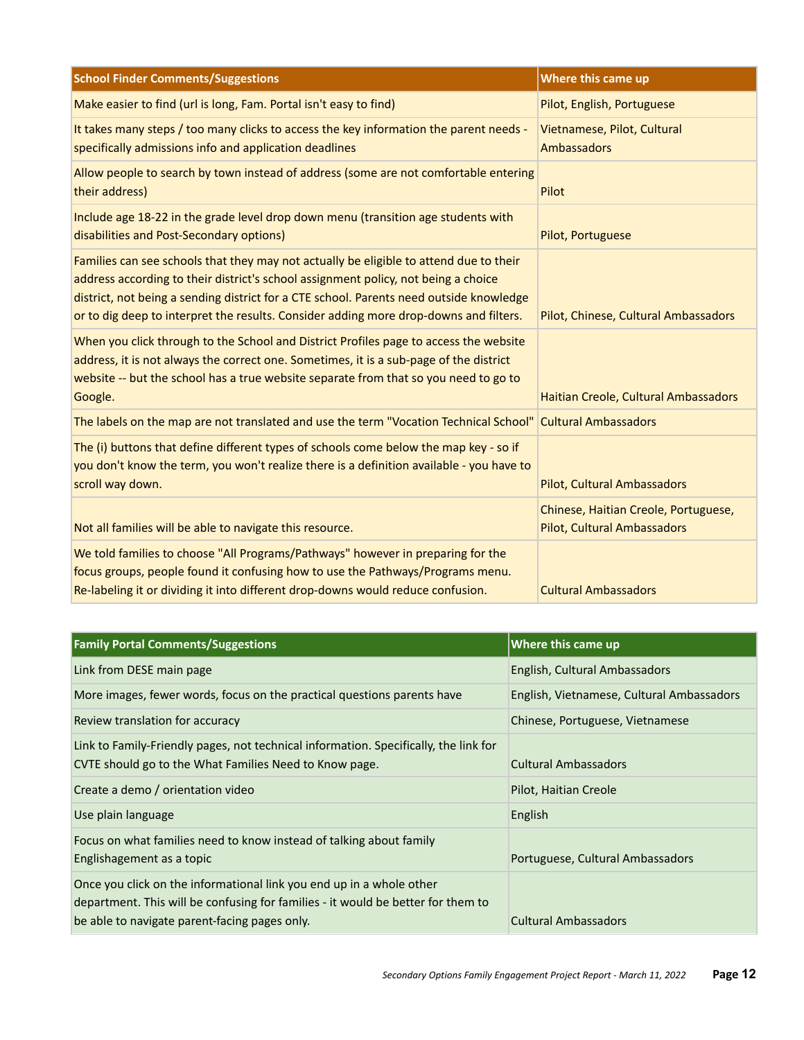| School Finder Comments/Suggestions | Where this came up |
|---|---|
| Make easier to find (url is long, Fam. Portal isn't easy to find) | Pilot, English, Portuguese |
| It takes many steps / too many clicks to access the key information the parent needs - specifically admissions info and application deadlines | Vietnamese, Pilot, Cultural Ambassadors |
| Allow people to search by town instead of address (some are not comfortable entering their address) | Pilot |
| Include age 18-22 in the grade level drop down menu (transition age students with disabilities and Post-Secondary options) | Pilot, Portuguese |
| Families can see schools that they may not actually be eligible to attend due to their address according to their district's school assignment policy, not being a choice district, not being a sending district for a CTE school. Parents need outside knowledge or to dig deep to interpret the results. Consider adding more drop-downs and filters. | Pilot, Chinese, Cultural Ambassadors |
| When you click through to the School and District Profiles page to access the website address, it is not always the correct one. Sometimes, it is a sub-page of the district website -- but the school has a true website separate from that so you need to go to Google. | Haitian Creole, Cultural Ambassadors |
| The labels on the map are not translated and use the term "Vocation Technical School" | Cultural Ambassadors |
| The (i) buttons that define different types of schools come below the map key - so if you don't know the term, you won't realize there is a definition available - you have to scroll way down. | Pilot, Cultural Ambassadors |
| Not all families will be able to navigate this resource. | Chinese, Haitian Creole, Portuguese, Pilot, Cultural Ambassadors |
| We told families to choose "All Programs/Pathways" however in preparing for the focus groups, people found it confusing how to use the Pathways/Programs menu. Re-labeling it or dividing it into different drop-downs would reduce confusion. | Cultural Ambassadors |

| Family Portal Comments/Suggestions | Where this came up |
|---|---|
| Link from DESE main page | English, Cultural Ambassadors |
| More images, fewer words, focus on the practical questions parents have | English, Vietnamese, Cultural Ambassadors |
| Review translation for accuracy | Chinese, Portuguese, Vietnamese |
| Link to Family-Friendly pages, not technical information. Specifically, the link for CVTE should go to the What Families Need to Know page. | Cultural Ambassadors |
| Create a demo / orientation video | Pilot, Haitian Creole |
| Use plain language | English |
| Focus on what families need to know instead of talking about family Englishagement as a topic | Portuguese, Cultural Ambassadors |
| Once you click on the informational link you end up in a whole other department. This will be confusing for families - it would be better for them to be able to navigate parent-facing pages only. | Cultural Ambassadors |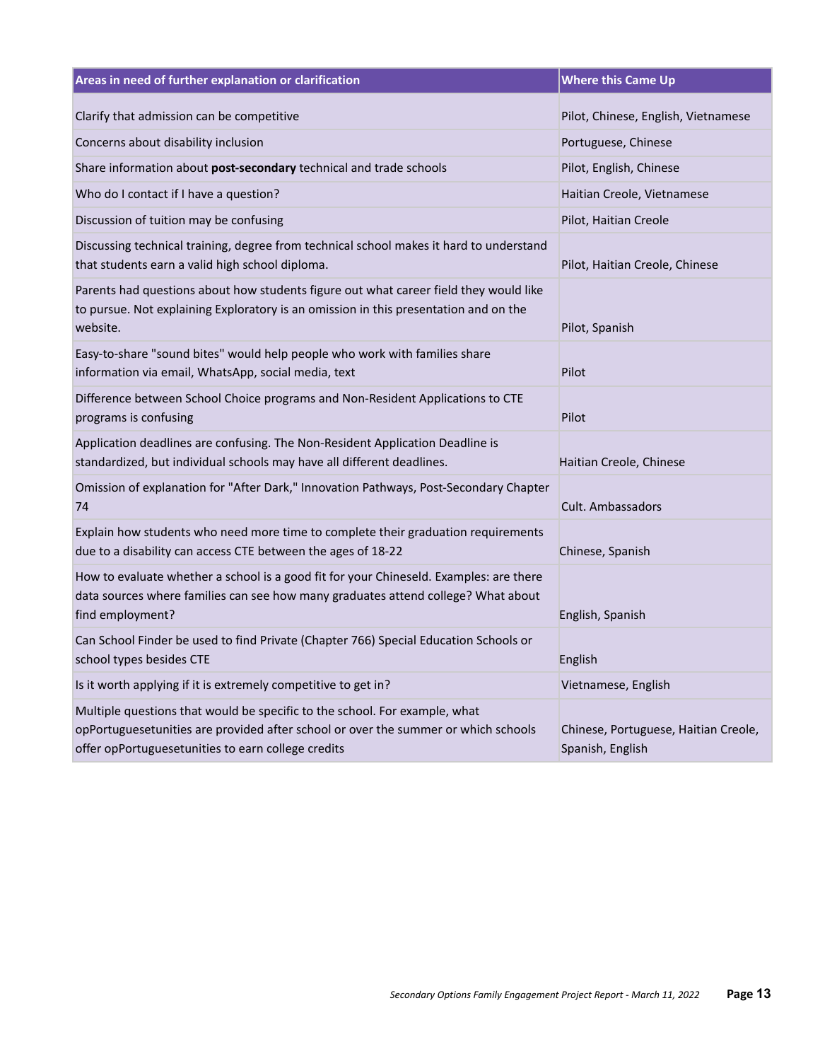| Areas in need of further explanation or clarification | Where this Came Up |
|---|---|
| Clarify that admission can be competitive | Pilot, Chinese, English, Vietnamese |
| Concerns about disability inclusion | Portuguese, Chinese |
| Share information about **post-secondary** technical and trade schools | Pilot, English, Chinese |
| Who do I contact if I have a question? | Haitian Creole, Vietnamese |
| Discussion of tuition may be confusing | Pilot, Haitian Creole |
| Discussing technical training, degree from technical school makes it hard to understand that students earn a valid high school diploma. | Pilot, Haitian Creole, Chinese |
| Parents had questions about how students figure out what career field they would like to pursue. Not explaining Exploratory is an omission in this presentation and on the website. | Pilot, Spanish |
| Easy-to-share "sound bites" would help people who work with families share information via email, WhatsApp, social media, text | Pilot |
| Difference between School Choice programs and Non-Resident Applications to CTE programs is confusing | Pilot |
| Application deadlines are confusing. The Non-Resident Application Deadline is standardized, but individual schools may have all different deadlines. | Haitian Creole, Chinese |
| Omission of explanation for "After Dark," Innovation Pathways, Post-Secondary Chapter 74 | Cult. Ambassadors |
| Explain how students who need more time to complete their graduation requirements due to a disability can access CTE between the ages of 18-22 | Chinese, Spanish |
| How to evaluate whether a school is a good fit for your Chineseld. Examples: are there data sources where families can see how many graduates attend college? What about find employment? | English, Spanish |
| Can School Finder be used to find Private (Chapter 766) Special Education Schools or school types besides CTE | English |
| Is it worth applying if it is extremely competitive to get in? | Vietnamese, English |
| Multiple questions that would be specific to the school. For example, what opPortuguesetunities are provided after school or over the summer or which schools offer opPortuguesetunities to earn college credits | Chinese, Portuguese, Haitian Creole, Spanish, English |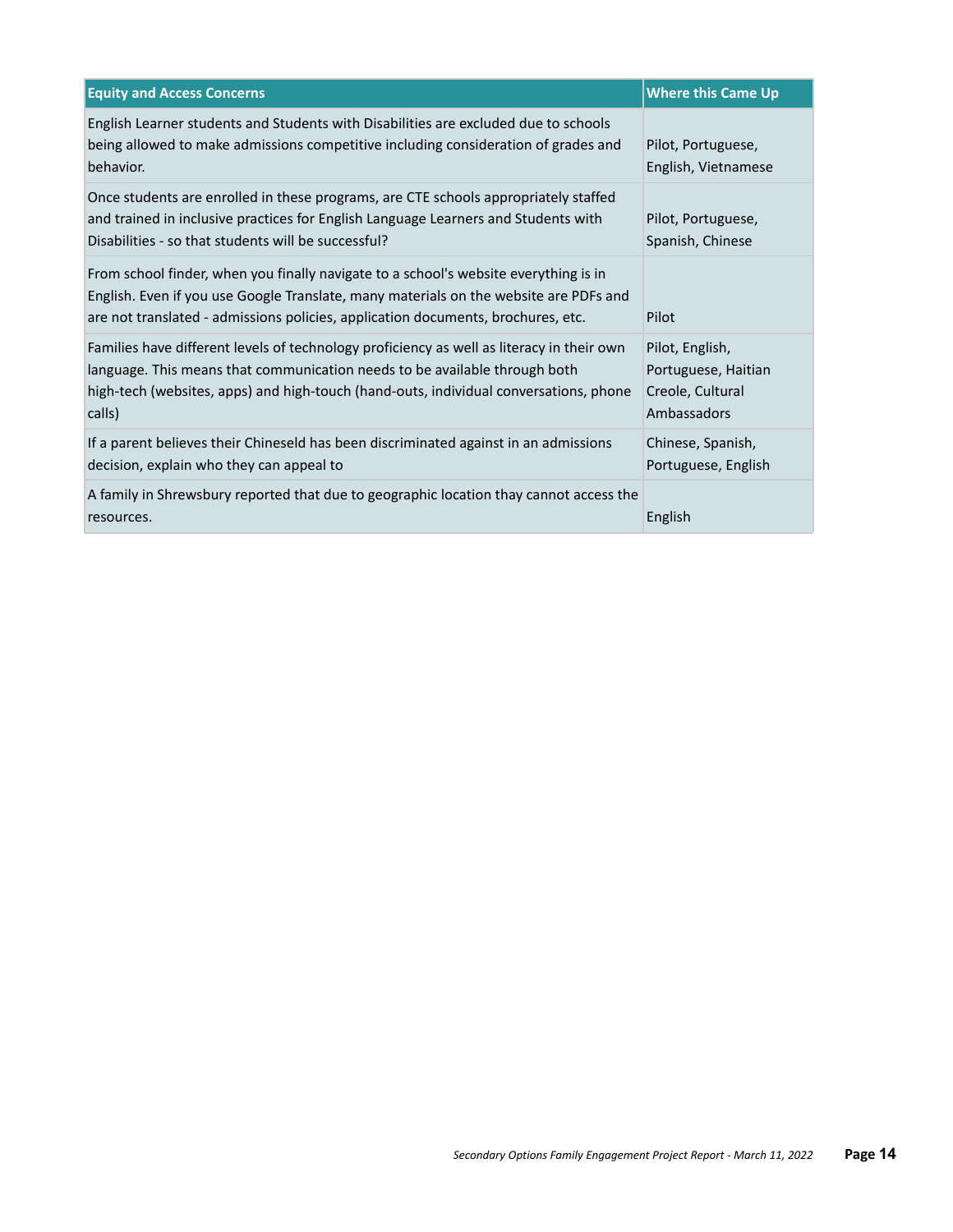| Equity and Access Concerns | Where this Came Up |
|---|---|
| English Learner students and Students with Disabilities are excluded due to schools being allowed to make admissions competitive including consideration of grades and behavior. | Pilot, Portuguese, English, Vietnamese |
| Once students are enrolled in these programs, are CTE schools appropriately staffed and trained in inclusive practices for English Language Learners and Students with Disabilities - so that students will be successful? | Pilot, Portuguese, Spanish, Chinese |
| From school finder, when you finally navigate to a school's website everything is in English. Even if you use Google Translate, many materials on the website are PDFs and are not translated - admissions policies, application documents, brochures, etc. | Pilot |
| Families have different levels of technology proficiency as well as literacy in their own language. This means that communication needs to be available through both high-tech (websites, apps) and high-touch (hand-outs, individual conversations, phone calls) | Pilot, English, Portuguese, Haitian Creole, Cultural Ambassadors |
| If a parent believes their Chineseld has been discriminated against in an admissions decision, explain who they can appeal to | Chinese, Spanish, Portuguese, English |
| A family in Shrewsbury reported that due to geographic location thay cannot access the resources. | English |